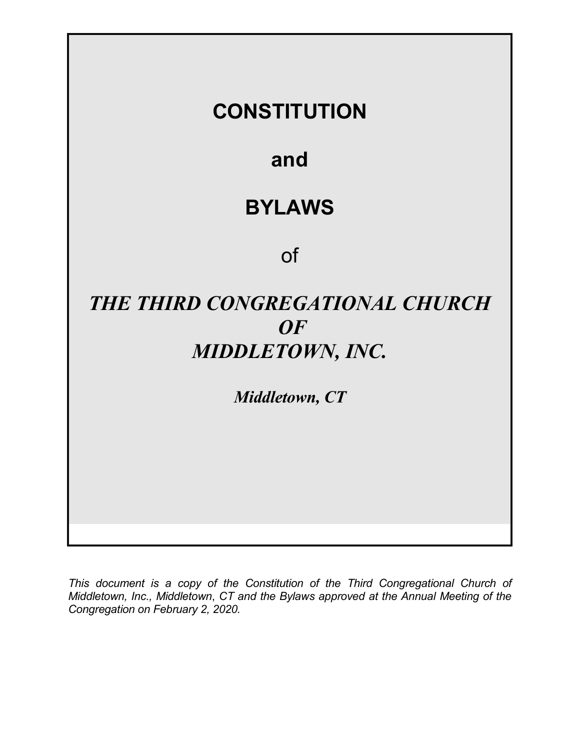# CONSTITUTION

# and

# BYLAWS

of

# *THE THIRD CONGREGATIONAL CHURCH OF MIDDLETOWN, INC.*

***Middletown, CT***

*This document is a copy of the Constitution of the Third Congregational Church of Middletown, Inc., Middletown, CT and the Bylaws approved at the Annual Meeting of the Congregation on February 2, 2020.*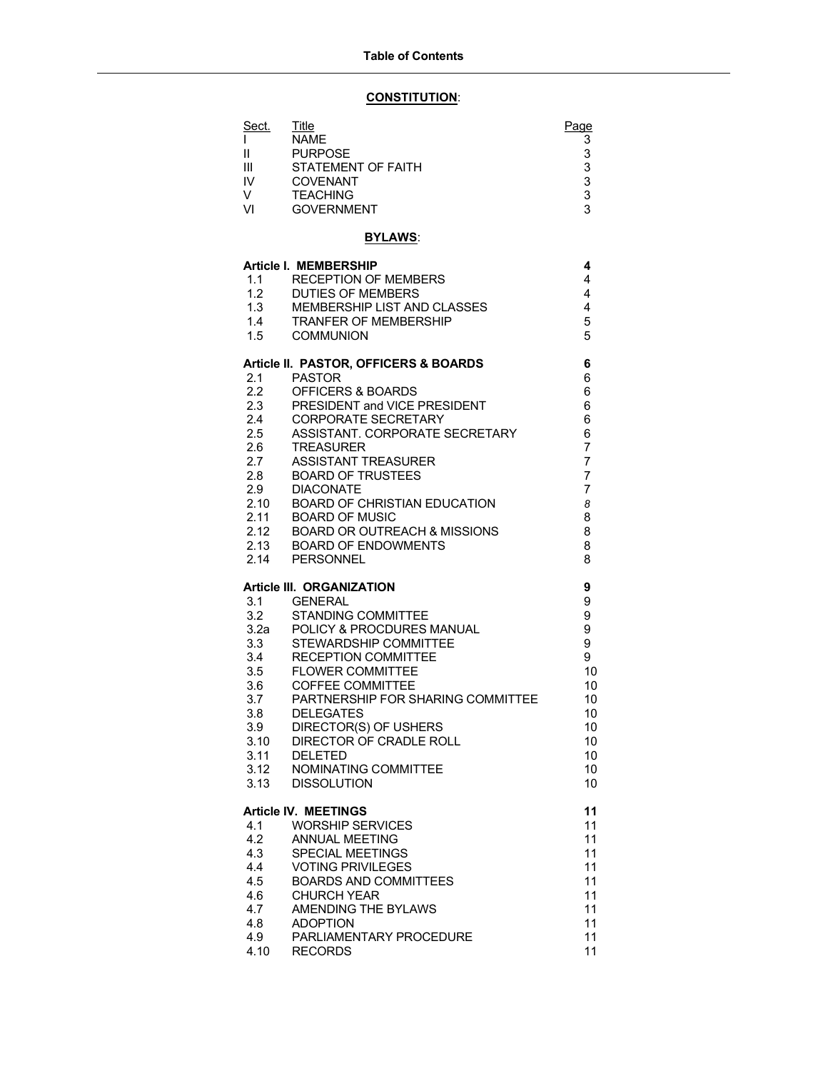# Table of Contents

## CONSTITUTION:

| Sect. | Title | Page |
|---|---|---|
| I | NAME | 3 |
| II | PURPOSE | 3 |
| III | STATEMENT OF FAITH | 3 |
| IV | COVENANT | 3 |
| V | TEACHING | 3 |
| VI | GOVERNMENT | 3 |

## BYLAWS:

| | | |
|---|---|---|
| **Article I. MEMBERSHIP** | | **4** |
| 1.1 | RECEPTION OF MEMBERS | 4 |
| 1.2 | DUTIES OF MEMBERS | 4 |
| 1.3 | MEMBERSHIP LIST AND CLASSES | 4 |
| 1.4 | TRANFER OF MEMBERSHIP | 5 |
| 1.5 | COMMUNION | 5 |
| **Article II. PASTOR, OFFICERS & BOARDS** | | **6** |
| 2.1 | PASTOR | 6 |
| 2.2 | OFFICERS & BOARDS | 6 |
| 2.3 | PRESIDENT and VICE PRESIDENT | 6 |
| 2.4 | CORPORATE SECRETARY | 6 |
| 2.5 | ASSISTANT. CORPORATE SECRETARY | 6 |
| 2.6 | TREASURER | 7 |
| 2.7 | ASSISTANT TREASURER | 7 |
| 2.8 | BOARD OF TRUSTEES | 7 |
| 2.9 | DIACONATE | 7 |
| 2.10 | BOARD OF CHRISTIAN EDUCATION | 8 |
| 2.11 | BOARD OF MUSIC | 8 |
| 2.12 | BOARD OR OUTREACH & MISSIONS | 8 |
| 2.13 | BOARD OF ENDOWMENTS | 8 |
| 2.14 | PERSONNEL | 8 |
| **Article III. ORGANIZATION** | | **9** |
| 3.1 | GENERAL | 9 |
| 3.2 | STANDING COMMITTEE | 9 |
| 3.2a | POLICY & PROCDURES MANUAL | 9 |
| 3.3 | STEWARDSHIP COMMITTEE | 9 |
| 3.4 | RECEPTION COMMITTEE | 9 |
| 3.5 | FLOWER COMMITTEE | 10 |
| 3.6 | COFFEE COMMITTEE | 10 |
| 3.7 | PARTNERSHIP FOR SHARING COMMITTEE | 10 |
| 3.8 | DELEGATES | 10 |
| 3.9 | DIRECTOR(S) OF USHERS | 10 |
| 3.10 | DIRECTOR OF CRADLE ROLL | 10 |
| 3.11 | DELETED | 10 |
| 3.12 | NOMINATING COMMITTEE | 10 |
| 3.13 | DISSOLUTION | 10 |
| **Article IV. MEETINGS** | | **11** |
| 4.1 | WORSHIP SERVICES | 11 |
| 4.2 | ANNUAL MEETING | 11 |
| 4.3 | SPECIAL MEETINGS | 11 |
| 4.4 | VOTING PRIVILEGES | 11 |
| 4.5 | BOARDS AND COMMITTEES | 11 |
| 4.6 | CHURCH YEAR | 11 |
| 4.7 | AMENDING THE BYLAWS | 11 |
| 4.8 | ADOPTION | 11 |
| 4.9 | PARLIAMENTARY PROCEDURE | 11 |
| 4.10 | RECORDS | 11 |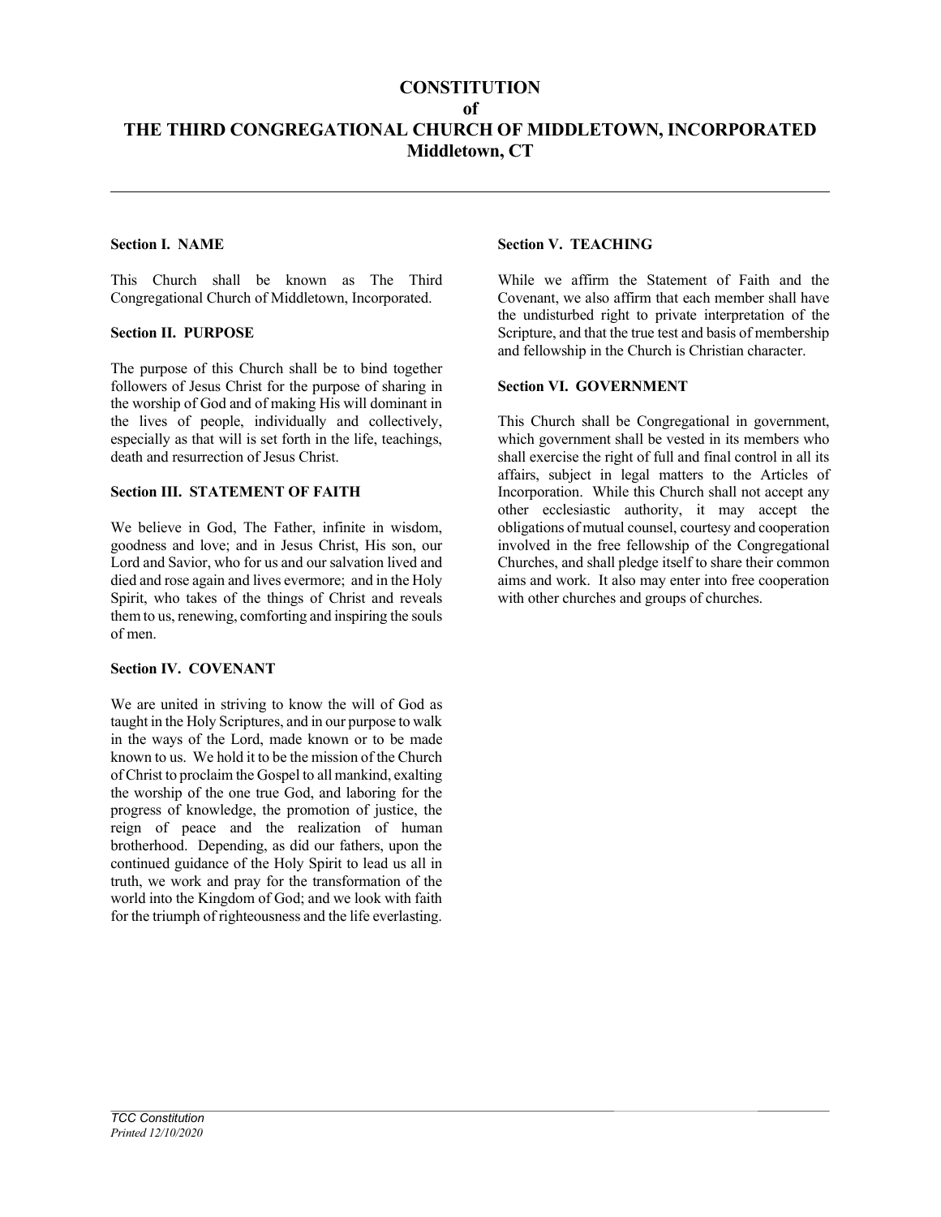# CONSTITUTION
# of
# THE THIRD CONGREGATIONAL CHURCH OF MIDDLETOWN, INCORPORATED
# Middletown, CT

---

**Section I. NAME**

This Church shall be known as The Third Congregational Church of Middletown, Incorporated.

**Section II. PURPOSE**

The purpose of this Church shall be to bind together followers of Jesus Christ for the purpose of sharing in the worship of God and of making His will dominant in the lives of people, individually and collectively, especially as that will is set forth in the life, teachings, death and resurrection of Jesus Christ.

**Section III. STATEMENT OF FAITH**

We believe in God, The Father, infinite in wisdom, goodness and love; and in Jesus Christ, His son, our Lord and Savior, who for us and our salvation lived and died and rose again and lives evermore; and in the Holy Spirit, who takes of the things of Christ and reveals them to us, renewing, comforting and inspiring the souls of men.

**Section IV. COVENANT**

We are united in striving to know the will of God as taught in the Holy Scriptures, and in our purpose to walk in the ways of the Lord, made known or to be made known to us. We hold it to be the mission of the Church of Christ to proclaim the Gospel to all mankind, exalting the worship of the one true God, and laboring for the progress of knowledge, the promotion of justice, the reign of peace and the realization of human brotherhood. Depending, as did our fathers, upon the continued guidance of the Holy Spirit to lead us all in truth, we work and pray for the transformation of the world into the Kingdom of God; and we look with faith for the triumph of righteousness and the life everlasting.

**Section V. TEACHING**

While we affirm the Statement of Faith and the Covenant, we also affirm that each member shall have the undisturbed right to private interpretation of the Scripture, and that the true test and basis of membership and fellowship in the Church is Christian character.

**Section VI. GOVERNMENT**

This Church shall be Congregational in government, which government shall be vested in its members who shall exercise the right of full and final control in all its affairs, subject in legal matters to the Articles of Incorporation. While this Church shall not accept any other ecclesiastic authority, it may accept the obligations of mutual counsel, courtesy and cooperation involved in the free fellowship of the Congregational Churches, and shall pledge itself to share their common aims and work. It also may enter into free cooperation with other churches and groups of churches.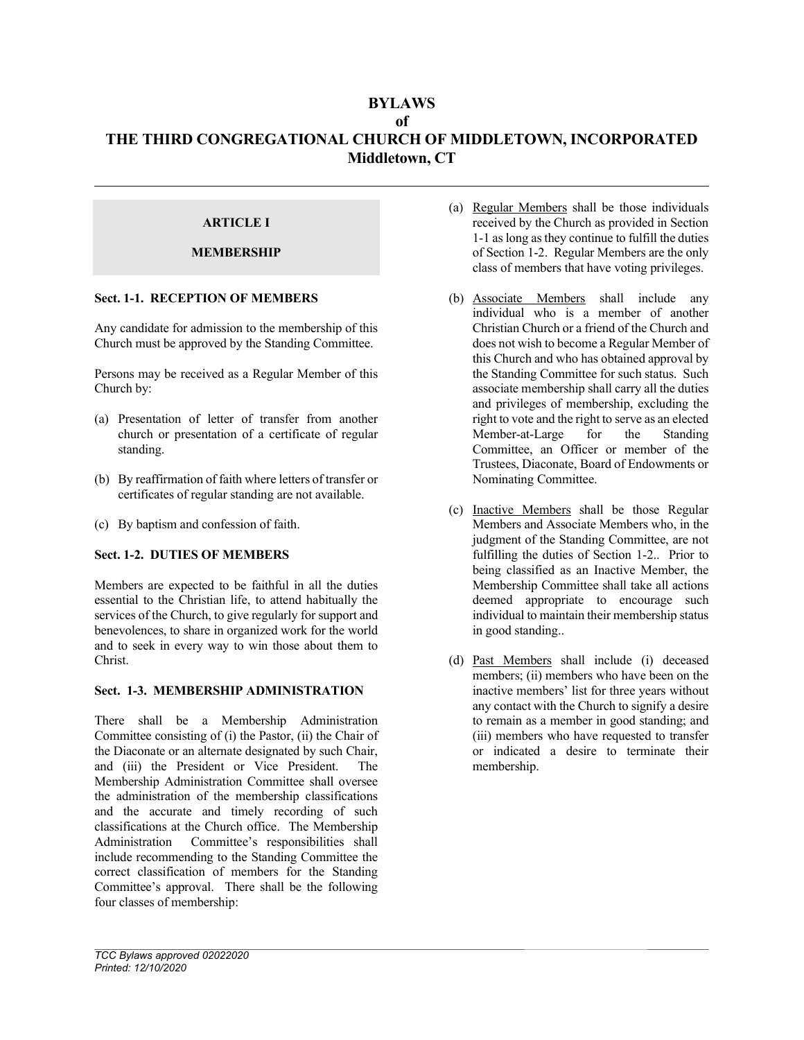# BYLAWS
# of
# THE THIRD CONGREGATIONAL CHURCH OF MIDDLETOWN, INCORPORATED
## Middletown, CT

## ARTICLE I

## MEMBERSHIP

### Sect. 1-1. RECEPTION OF MEMBERS

Any candidate for admission to the membership of this Church must be approved by the Standing Committee.

Persons may be received as a Regular Member of this Church by:

(a) Presentation of letter of transfer from another church or presentation of a certificate of regular standing.

(b) By reaffirmation of faith where letters of transfer or certificates of regular standing are not available.

(c) By baptism and confession of faith.

### Sect. 1-2. DUTIES OF MEMBERS

Members are expected to be faithful in all the duties essential to the Christian life, to attend habitually the services of the Church, to give regularly for support and benevolences, to share in organized work for the world and to seek in every way to win those about them to Christ.

### Sect. 1-3. MEMBERSHIP ADMINISTRATION

There shall be a Membership Administration Committee consisting of (i) the Pastor, (ii) the Chair of the Diaconate or an alternate designated by such Chair, and (iii) the President or Vice President. The Membership Administration Committee shall oversee the administration of the membership classifications and the accurate and timely recording of such classifications at the Church office. The Membership Administration Committee's responsibilities shall include recommending to the Standing Committee the correct classification of members for the Standing Committee's approval. There shall be the following four classes of membership:

(a) Regular Members shall be those individuals received by the Church as provided in Section 1-1 as long as they continue to fulfill the duties of Section 1-2. Regular Members are the only class of members that have voting privileges.

(b) Associate Members shall include any individual who is a member of another Christian Church or a friend of the Church and does not wish to become a Regular Member of this Church and who has obtained approval by the Standing Committee for such status. Such associate membership shall carry all the duties and privileges of membership, excluding the right to vote and the right to serve as an elected Member-at-Large for the Standing Committee, an Officer or member of the Trustees, Diaconate, Board of Endowments or Nominating Committee.

(c) Inactive Members shall be those Regular Members and Associate Members who, in the judgment of the Standing Committee, are not fulfilling the duties of Section 1-2.. Prior to being classified as an Inactive Member, the Membership Committee shall take all actions deemed appropriate to encourage such individual to maintain their membership status in good standing..

(d) Past Members shall include (i) deceased members; (ii) members who have been on the inactive members' list for three years without any contact with the Church to signify a desire to remain as a member in good standing; and (iii) members who have requested to transfer or indicated a desire to terminate their membership.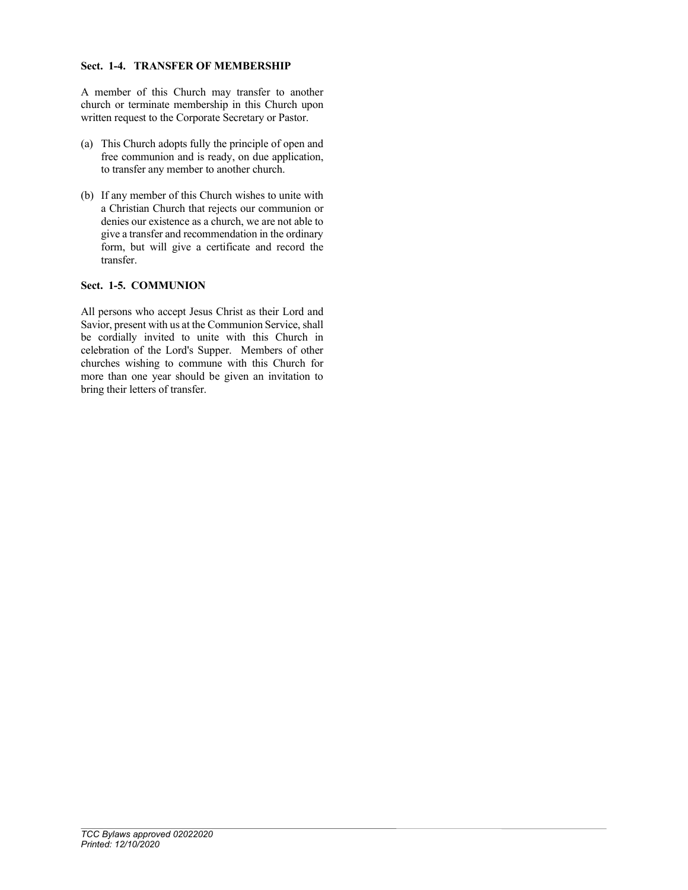### Sect. 1-4. TRANSFER OF MEMBERSHIP

A member of this Church may transfer to another church or terminate membership in this Church upon written request to the Corporate Secretary or Pastor.

(a) This Church adopts fully the principle of open and free communion and is ready, on due application, to transfer any member to another church.

(b) If any member of this Church wishes to unite with a Christian Church that rejects our communion or denies our existence as a church, we are not able to give a transfer and recommendation in the ordinary form, but will give a certificate and record the transfer.

### Sect. 1-5. COMMUNION

All persons who accept Jesus Christ as their Lord and Savior, present with us at the Communion Service, shall be cordially invited to unite with this Church in celebration of the Lord's Supper. Members of other churches wishing to commune with this Church for more than one year should be given an invitation to bring their letters of transfer.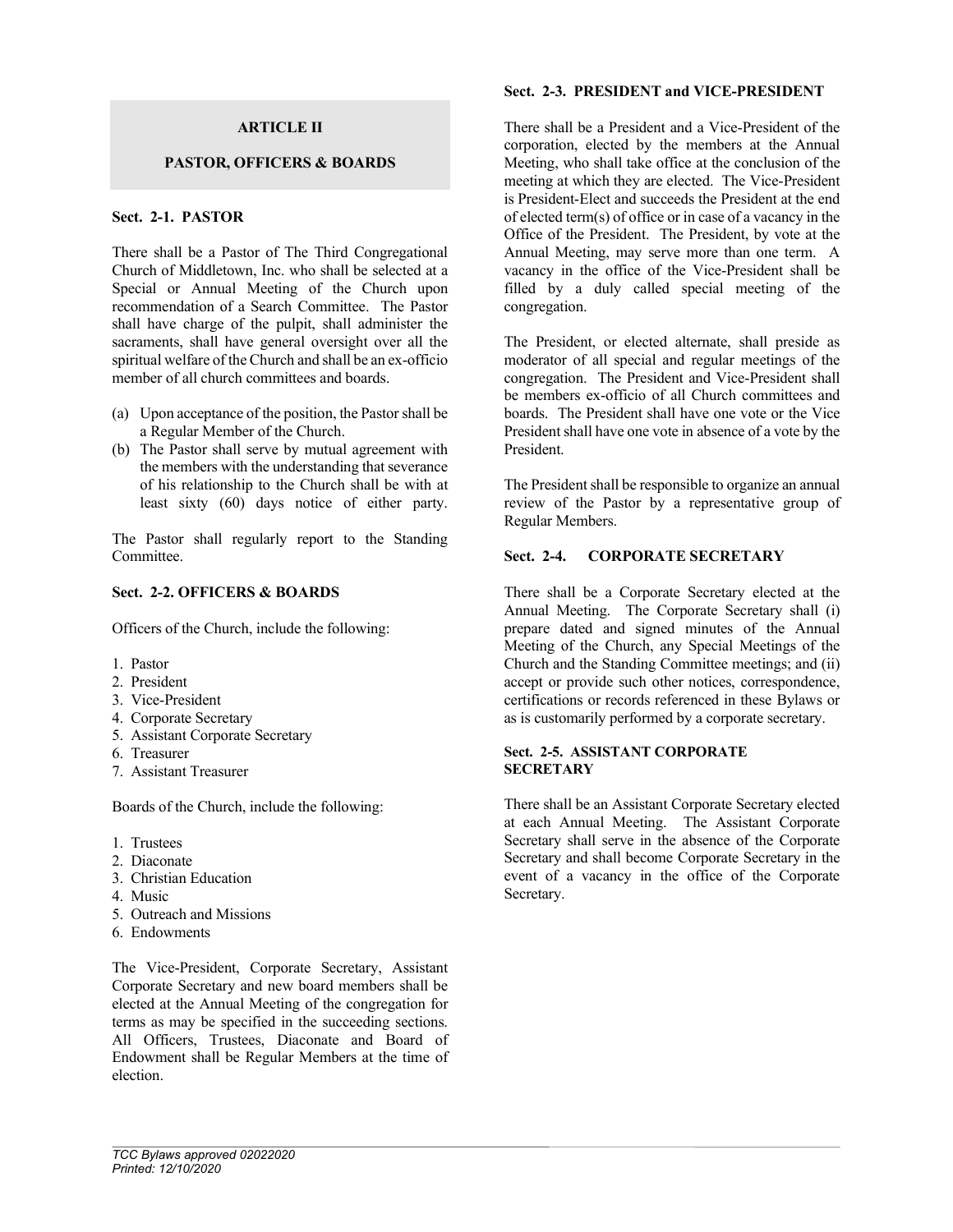## ARTICLE II

## PASTOR, OFFICERS & BOARDS

### Sect. 2-1. PASTOR

There shall be a Pastor of The Third Congregational Church of Middletown, Inc. who shall be selected at a Special or Annual Meeting of the Church upon recommendation of a Search Committee. The Pastor shall have charge of the pulpit, shall administer the sacraments, shall have general oversight over all the spiritual welfare of the Church and shall be an ex-officio member of all church committees and boards.

(a) Upon acceptance of the position, the Pastor shall be a Regular Member of the Church.
(b) The Pastor shall serve by mutual agreement with the members with the understanding that severance of his relationship to the Church shall be with at least sixty (60) days notice of either party.

The Pastor shall regularly report to the Standing Committee.

### Sect. 2-2. OFFICERS & BOARDS

Officers of the Church, include the following:

1. Pastor
2. President
3. Vice-President
4. Corporate Secretary
5. Assistant Corporate Secretary
6. Treasurer
7. Assistant Treasurer

Boards of the Church, include the following:

1. Trustees
2. Diaconate
3. Christian Education
4. Music
5. Outreach and Missions
6. Endowments

The Vice-President, Corporate Secretary, Assistant Corporate Secretary and new board members shall be elected at the Annual Meeting of the congregation for terms as may be specified in the succeeding sections. All Officers, Trustees, Diaconate and Board of Endowment shall be Regular Members at the time of election.

### Sect. 2-3. PRESIDENT and VICE-PRESIDENT

There shall be a President and a Vice-President of the corporation, elected by the members at the Annual Meeting, who shall take office at the conclusion of the meeting at which they are elected. The Vice-President is President-Elect and succeeds the President at the end of elected term(s) of office or in case of a vacancy in the Office of the President. The President, by vote at the Annual Meeting, may serve more than one term. A vacancy in the office of the Vice-President shall be filled by a duly called special meeting of the congregation.

The President, or elected alternate, shall preside as moderator of all special and regular meetings of the congregation. The President and Vice-President shall be members ex-officio of all Church committees and boards. The President shall have one vote or the Vice President shall have one vote in absence of a vote by the President.

The President shall be responsible to organize an annual review of the Pastor by a representative group of Regular Members.

### Sect. 2-4. CORPORATE SECRETARY

There shall be a Corporate Secretary elected at the Annual Meeting. The Corporate Secretary shall (i) prepare dated and signed minutes of the Annual Meeting of the Church, any Special Meetings of the Church and the Standing Committee meetings; and (ii) accept or provide such other notices, correspondence, certifications or records referenced in these Bylaws or as is customarily performed by a corporate secretary.

### Sect. 2-5. ASSISTANT CORPORATE SECRETARY

There shall be an Assistant Corporate Secretary elected at each Annual Meeting. The Assistant Corporate Secretary shall serve in the absence of the Corporate Secretary and shall become Corporate Secretary in the event of a vacancy in the office of the Corporate Secretary.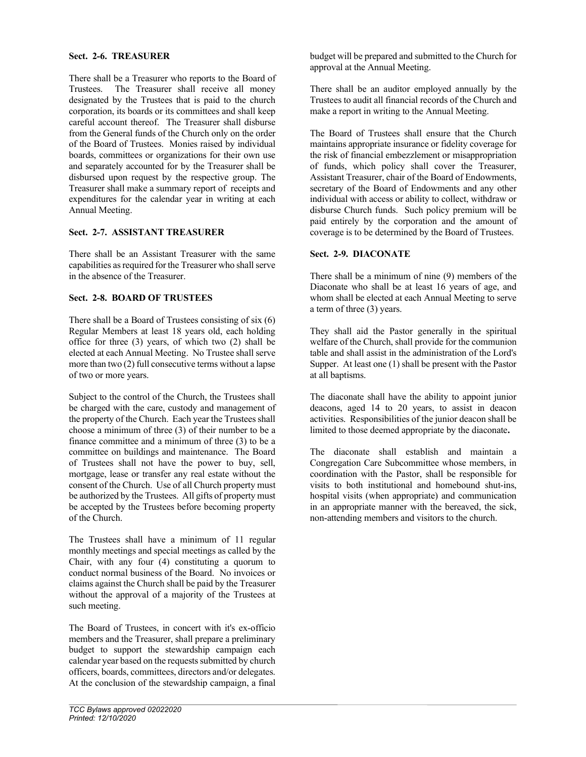**Sect. 2-6. TREASURER**

There shall be a Treasurer who reports to the Board of Trustees. The Treasurer shall receive all money designated by the Trustees that is paid to the church corporation, its boards or its committees and shall keep careful account thereof. The Treasurer shall disburse from the General funds of the Church only on the order of the Board of Trustees. Monies raised by individual boards, committees or organizations for their own use and separately accounted for by the Treasurer shall be disbursed upon request by the respective group. The Treasurer shall make a summary report of receipts and expenditures for the calendar year in writing at each Annual Meeting.

**Sect. 2-7. ASSISTANT TREASURER**

There shall be an Assistant Treasurer with the same capabilities as required for the Treasurer who shall serve in the absence of the Treasurer.

**Sect. 2-8. BOARD OF TRUSTEES**

There shall be a Board of Trustees consisting of six (6) Regular Members at least 18 years old, each holding office for three (3) years, of which two (2) shall be elected at each Annual Meeting. No Trustee shall serve more than two (2) full consecutive terms without a lapse of two or more years.

Subject to the control of the Church, the Trustees shall be charged with the care, custody and management of the property of the Church. Each year the Trustees shall choose a minimum of three (3) of their number to be a finance committee and a minimum of three (3) to be a committee on buildings and maintenance. The Board of Trustees shall not have the power to buy, sell, mortgage, lease or transfer any real estate without the consent of the Church. Use of all Church property must be authorized by the Trustees. All gifts of property must be accepted by the Trustees before becoming property of the Church.

The Trustees shall have a minimum of 11 regular monthly meetings and special meetings as called by the Chair, with any four (4) constituting a quorum to conduct normal business of the Board. No invoices or claims against the Church shall be paid by the Treasurer without the approval of a majority of the Trustees at such meeting.

The Board of Trustees, in concert with it's ex-officio members and the Treasurer, shall prepare a preliminary budget to support the stewardship campaign each calendar year based on the requests submitted by church officers, boards, committees, directors and/or delegates. At the conclusion of the stewardship campaign, a final budget will be prepared and submitted to the Church for approval at the Annual Meeting.

There shall be an auditor employed annually by the Trustees to audit all financial records of the Church and make a report in writing to the Annual Meeting.

The Board of Trustees shall ensure that the Church maintains appropriate insurance or fidelity coverage for the risk of financial embezzlement or misappropriation of funds, which policy shall cover the Treasurer, Assistant Treasurer, chair of the Board of Endowments, secretary of the Board of Endowments and any other individual with access or ability to collect, withdraw or disburse Church funds. Such policy premium will be paid entirely by the corporation and the amount of coverage is to be determined by the Board of Trustees.

**Sect. 2-9. DIACONATE**

There shall be a minimum of nine (9) members of the Diaconate who shall be at least 16 years of age, and whom shall be elected at each Annual Meeting to serve a term of three (3) years.

They shall aid the Pastor generally in the spiritual welfare of the Church, shall provide for the communion table and shall assist in the administration of the Lord's Supper. At least one (1) shall be present with the Pastor at all baptisms.

The diaconate shall have the ability to appoint junior deacons, aged 14 to 20 years, to assist in deacon activities. Responsibilities of the junior deacon shall be limited to those deemed appropriate by the diaconate.

The diaconate shall establish and maintain a Congregation Care Subcommittee whose members, in coordination with the Pastor, shall be responsible for visits to both institutional and homebound shut-ins, hospital visits (when appropriate) and communication in an appropriate manner with the bereaved, the sick, non-attending members and visitors to the church.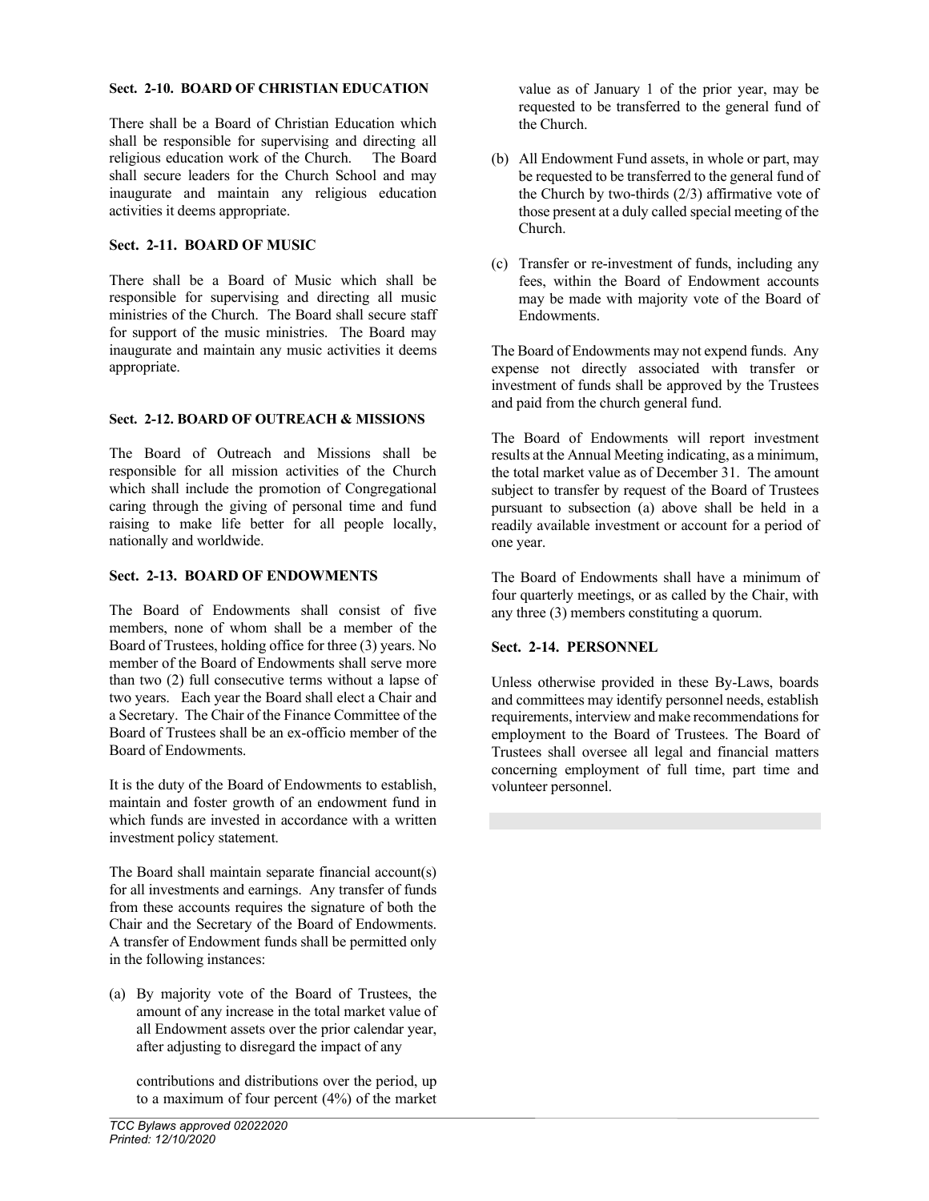### Sect. 2-10. BOARD OF CHRISTIAN EDUCATION

There shall be a Board of Christian Education which shall be responsible for supervising and directing all religious education work of the Church. The Board shall secure leaders for the Church School and may inaugurate and maintain any religious education activities it deems appropriate.

### Sect. 2-11. BOARD OF MUSIC

There shall be a Board of Music which shall be responsible for supervising and directing all music ministries of the Church. The Board shall secure staff for support of the music ministries. The Board may inaugurate and maintain any music activities it deems appropriate.

### Sect. 2-12. BOARD OF OUTREACH & MISSIONS

The Board of Outreach and Missions shall be responsible for all mission activities of the Church which shall include the promotion of Congregational caring through the giving of personal time and fund raising to make life better for all people locally, nationally and worldwide.

### Sect. 2-13. BOARD OF ENDOWMENTS

The Board of Endowments shall consist of five members, none of whom shall be a member of the Board of Trustees, holding office for three (3) years. No member of the Board of Endowments shall serve more than two (2) full consecutive terms without a lapse of two years. Each year the Board shall elect a Chair and a Secretary. The Chair of the Finance Committee of the Board of Trustees shall be an ex-officio member of the Board of Endowments.

It is the duty of the Board of Endowments to establish, maintain and foster growth of an endowment fund in which funds are invested in accordance with a written investment policy statement.

The Board shall maintain separate financial account(s) for all investments and earnings. Any transfer of funds from these accounts requires the signature of both the Chair and the Secretary of the Board of Endowments. A transfer of Endowment funds shall be permitted only in the following instances:

(a) By majority vote of the Board of Trustees, the amount of any increase in the total market value of all Endowment assets over the prior calendar year, after adjusting to disregard the impact of any contributions and distributions over the period, up to a maximum of four percent (4%) of the market value as of January 1 of the prior year, may be requested to be transferred to the general fund of the Church.

(b) All Endowment Fund assets, in whole or part, may be requested to be transferred to the general fund of the Church by two-thirds (2/3) affirmative vote of those present at a duly called special meeting of the Church.

(c) Transfer or re-investment of funds, including any fees, within the Board of Endowment accounts may be made with majority vote of the Board of Endowments.

The Board of Endowments may not expend funds. Any expense not directly associated with transfer or investment of funds shall be approved by the Trustees and paid from the church general fund.

The Board of Endowments will report investment results at the Annual Meeting indicating, as a minimum, the total market value as of December 31. The amount subject to transfer by request of the Board of Trustees pursuant to subsection (a) above shall be held in a readily available investment or account for a period of one year.

The Board of Endowments shall have a minimum of four quarterly meetings, or as called by the Chair, with any three (3) members constituting a quorum.

### Sect. 2-14. PERSONNEL

Unless otherwise provided in these By-Laws, boards and committees may identify personnel needs, establish requirements, interview and make recommendations for employment to the Board of Trustees. The Board of Trustees shall oversee all legal and financial matters concerning employment of full time, part time and volunteer personnel.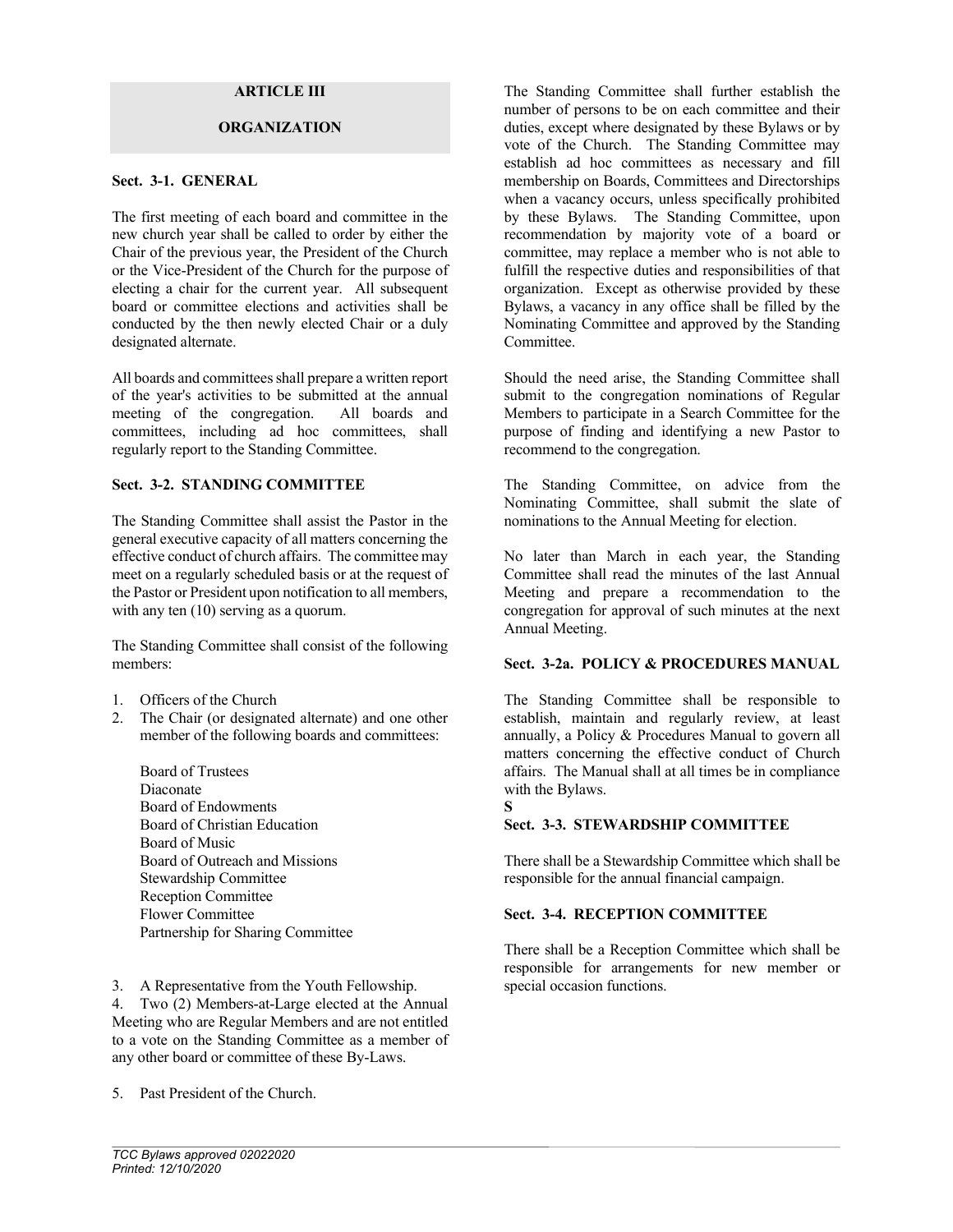## ARTICLE III

## ORGANIZATION

### Sect. 3-1. GENERAL

The first meeting of each board and committee in the new church year shall be called to order by either the Chair of the previous year, the President of the Church or the Vice-President of the Church for the purpose of electing a chair for the current year. All subsequent board or committee elections and activities shall be conducted by the then newly elected Chair or a duly designated alternate.

All boards and committees shall prepare a written report of the year's activities to be submitted at the annual meeting of the congregation. All boards and committees, including ad hoc committees, shall regularly report to the Standing Committee.

### Sect. 3-2. STANDING COMMITTEE

The Standing Committee shall assist the Pastor in the general executive capacity of all matters concerning the effective conduct of church affairs. The committee may meet on a regularly scheduled basis or at the request of the Pastor or President upon notification to all members, with any ten (10) serving as a quorum.

The Standing Committee shall consist of the following members:

1. Officers of the Church
2. The Chair (or designated alternate) and one other member of the following boards and committees:

   Board of Trustees
   Diaconate
   Board of Endowments
   Board of Christian Education
   Board of Music
   Board of Outreach and Missions
   Stewardship Committee
   Reception Committee
   Flower Committee
   Partnership for Sharing Committee

3. A Representative from the Youth Fellowship.
4. Two (2) Members-at-Large elected at the Annual Meeting who are Regular Members and are not entitled to a vote on the Standing Committee as a member of any other board or committee of these By-Laws.
5. Past President of the Church.

The Standing Committee shall further establish the number of persons to be on each committee and their duties, except where designated by these Bylaws or by vote of the Church. The Standing Committee may establish ad hoc committees as necessary and fill membership on Boards, Committees and Directorships when a vacancy occurs, unless specifically prohibited by these Bylaws. The Standing Committee, upon recommendation by majority vote of a board or committee, may replace a member who is not able to fulfill the respective duties and responsibilities of that organization. Except as otherwise provided by these Bylaws, a vacancy in any office shall be filled by the Nominating Committee and approved by the Standing Committee.

Should the need arise, the Standing Committee shall submit to the congregation nominations of Regular Members to participate in a Search Committee for the purpose of finding and identifying a new Pastor to recommend to the congregation.

The Standing Committee, on advice from the Nominating Committee, shall submit the slate of nominations to the Annual Meeting for election.

No later than March in each year, the Standing Committee shall read the minutes of the last Annual Meeting and prepare a recommendation to the congregation for approval of such minutes at the next Annual Meeting.

### Sect. 3-2a. POLICY & PROCEDURES MANUAL

The Standing Committee shall be responsible to establish, maintain and regularly review, at least annually, a Policy & Procedures Manual to govern all matters concerning the effective conduct of Church affairs. The Manual shall at all times be in compliance with the Bylaws.

**S**

### Sect. 3-3. STEWARDSHIP COMMITTEE

There shall be a Stewardship Committee which shall be responsible for the annual financial campaign.

### Sect. 3-4. RECEPTION COMMITTEE

There shall be a Reception Committee which shall be responsible for arrangements for new member or special occasion functions.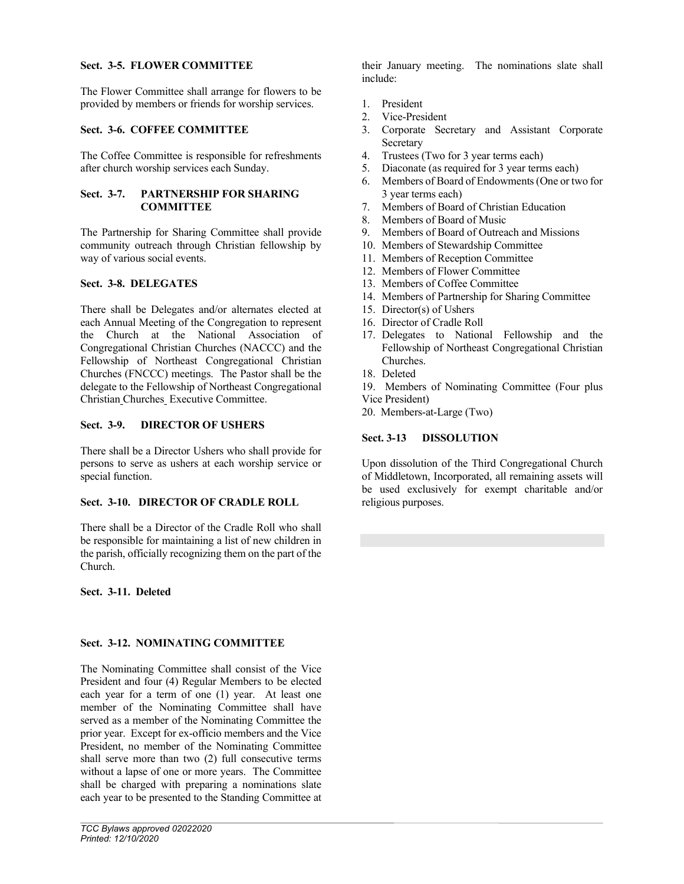**Sect. 3-5. FLOWER COMMITTEE**

The Flower Committee shall arrange for flowers to be provided by members or friends for worship services.

**Sect. 3-6. COFFEE COMMITTEE**

The Coffee Committee is responsible for refreshments after church worship services each Sunday.

**Sect. 3-7. PARTNERSHIP FOR SHARING COMMITTEE**

The Partnership for Sharing Committee shall provide community outreach through Christian fellowship by way of various social events.

**Sect. 3-8. DELEGATES**

There shall be Delegates and/or alternates elected at each Annual Meeting of the Congregation to represent the Church at the National Association of Congregational Christian Churches (NACCC) and the Fellowship of Northeast Congregational Christian Churches (FNCCC) meetings. The Pastor shall be the delegate to the Fellowship of Northeast Congregational Christian Churches Executive Committee.

**Sect. 3-9. DIRECTOR OF USHERS**

There shall be a Director Ushers who shall provide for persons to serve as ushers at each worship service or special function.

**Sect. 3-10. DIRECTOR OF CRADLE ROLL**

There shall be a Director of the Cradle Roll who shall be responsible for maintaining a list of new children in the parish, officially recognizing them on the part of the Church.

**Sect. 3-11. Deleted**

**Sect. 3-12. NOMINATING COMMITTEE**

The Nominating Committee shall consist of the Vice President and four (4) Regular Members to be elected each year for a term of one (1) year. At least one member of the Nominating Committee shall have served as a member of the Nominating Committee the prior year. Except for ex-officio members and the Vice President, no member of the Nominating Committee shall serve more than two (2) full consecutive terms without a lapse of one or more years. The Committee shall be charged with preparing a nominations slate each year to be presented to the Standing Committee at their January meeting. The nominations slate shall include:

1. President
2. Vice-President
3. Corporate Secretary and Assistant Corporate Secretary
4. Trustees (Two for 3 year terms each)
5. Diaconate (as required for 3 year terms each)
6. Members of Board of Endowments (One or two for 3 year terms each)
7. Members of Board of Christian Education
8. Members of Board of Music
9. Members of Board of Outreach and Missions
10. Members of Stewardship Committee
11. Members of Reception Committee
12. Members of Flower Committee
13. Members of Coffee Committee
14. Members of Partnership for Sharing Committee
15. Director(s) of Ushers
16. Director of Cradle Roll
17. Delegates to National Fellowship and the Fellowship of Northeast Congregational Christian Churches.
18. Deleted
19. Members of Nominating Committee (Four plus Vice President)
20. Members-at-Large (Two)

**Sect. 3-13 DISSOLUTION**

Upon dissolution of the Third Congregational Church of Middletown, Incorporated, all remaining assets will be used exclusively for exempt charitable and/or religious purposes.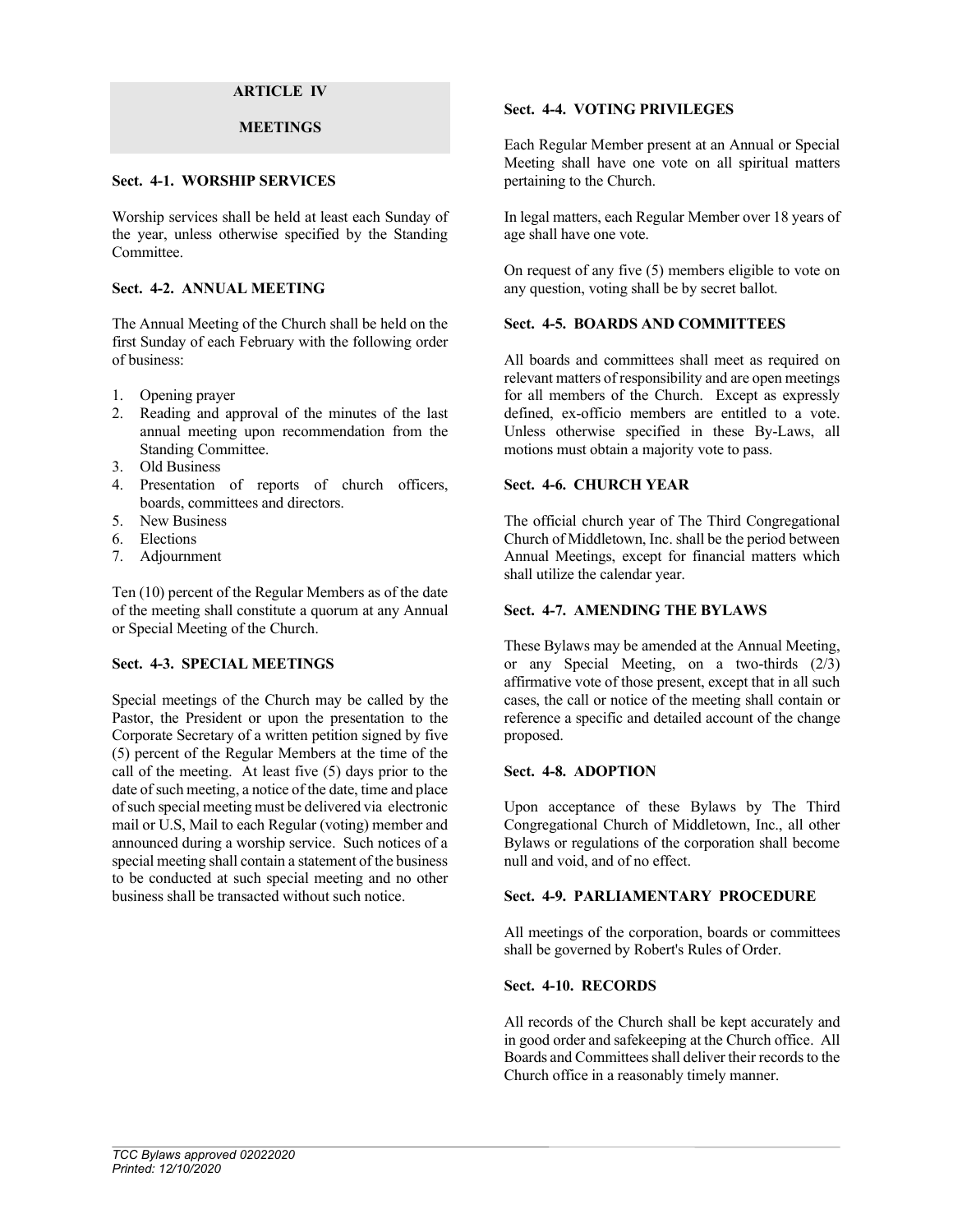## ARTICLE IV

## MEETINGS

### Sect. 4-1. WORSHIP SERVICES

Worship services shall be held at least each Sunday of the year, unless otherwise specified by the Standing Committee.

### Sect. 4-2. ANNUAL MEETING

The Annual Meeting of the Church shall be held on the first Sunday of each February with the following order of business:

1. Opening prayer
2. Reading and approval of the minutes of the last annual meeting upon recommendation from the Standing Committee.
3. Old Business
4. Presentation of reports of church officers, boards, committees and directors.
5. New Business
6. Elections
7. Adjournment

Ten (10) percent of the Regular Members as of the date of the meeting shall constitute a quorum at any Annual or Special Meeting of the Church.

### Sect. 4-3. SPECIAL MEETINGS

Special meetings of the Church may be called by the Pastor, the President or upon the presentation to the Corporate Secretary of a written petition signed by five (5) percent of the Regular Members at the time of the call of the meeting. At least five (5) days prior to the date of such meeting, a notice of the date, time and place of such special meeting must be delivered via electronic mail or U.S, Mail to each Regular (voting) member and announced during a worship service. Such notices of a special meeting shall contain a statement of the business to be conducted at such special meeting and no other business shall be transacted without such notice.

### Sect. 4-4. VOTING PRIVILEGES

Each Regular Member present at an Annual or Special Meeting shall have one vote on all spiritual matters pertaining to the Church.

In legal matters, each Regular Member over 18 years of age shall have one vote.

On request of any five (5) members eligible to vote on any question, voting shall be by secret ballot.

### Sect. 4-5. BOARDS AND COMMITTEES

All boards and committees shall meet as required on relevant matters of responsibility and are open meetings for all members of the Church. Except as expressly defined, ex-officio members are entitled to a vote. Unless otherwise specified in these By-Laws, all motions must obtain a majority vote to pass.

### Sect. 4-6. CHURCH YEAR

The official church year of The Third Congregational Church of Middletown, Inc. shall be the period between Annual Meetings, except for financial matters which shall utilize the calendar year.

### Sect. 4-7. AMENDING THE BYLAWS

These Bylaws may be amended at the Annual Meeting, or any Special Meeting, on a two-thirds (2/3) affirmative vote of those present, except that in all such cases, the call or notice of the meeting shall contain or reference a specific and detailed account of the change proposed.

### Sect. 4-8. ADOPTION

Upon acceptance of these Bylaws by The Third Congregational Church of Middletown, Inc., all other Bylaws or regulations of the corporation shall become null and void, and of no effect.

### Sect. 4-9. PARLIAMENTARY PROCEDURE

All meetings of the corporation, boards or committees shall be governed by Robert's Rules of Order.

### Sect. 4-10. RECORDS

All records of the Church shall be kept accurately and in good order and safekeeping at the Church office. All Boards and Committees shall deliver their records to the Church office in a reasonably timely manner.